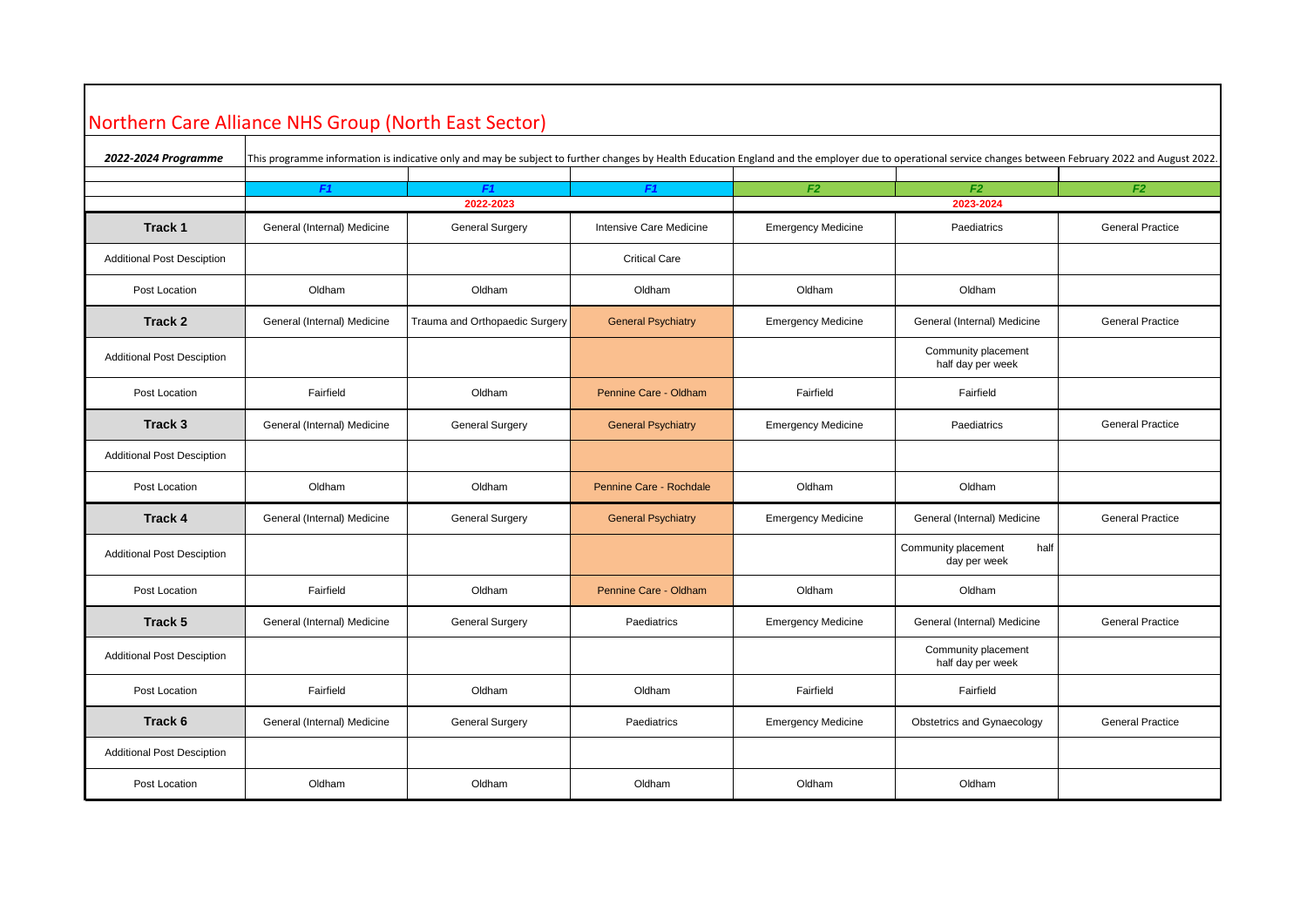# Northern Care Alliance NHS Group (North East Sector)

***2022-2024 Programme*** This programme information is indicative only and may be subject to further changes by Health Education England and the employer due to operational service changes between February 2022 and August 2022.

| | *F1* | *F1* | *F1* | *F2* | *F2* | *F2* |
|---|---|---|---|---|---|---|
| | | 2022-2023 | | | 2023-2024 | |
| **Track 1** | General (Internal) Medicine | General Surgery | Intensive Care Medicine | Emergency Medicine | Paediatrics | General Practice |
| Additional Post Desciption | | | Critical Care | | | |
| Post Location | Oldham | Oldham | Oldham | Oldham | Oldham | |
| **Track 2** | General (Internal) Medicine | Trauma and Orthopaedic Surgery | General Psychiatry | Emergency Medicine | General (Internal) Medicine | General Practice |
| Additional Post Desciption | | | | | Community placement half day per week | |
| Post Location | Fairfield | Oldham | Pennine Care - Oldham | Fairfield | Fairfield | |
| **Track 3** | General (Internal) Medicine | General Surgery | General Psychiatry | Emergency Medicine | Paediatrics | General Practice |
| Additional Post Desciption | | | | | | |
| Post Location | Oldham | Oldham | Pennine Care - Rochdale | Oldham | Oldham | |
| **Track 4** | General (Internal) Medicine | General Surgery | General Psychiatry | Emergency Medicine | General (Internal) Medicine | General Practice |
| Additional Post Desciption | | | | | Community placement half day per week | |
| Post Location | Fairfield | Oldham | Pennine Care - Oldham | Oldham | Oldham | |
| **Track 5** | General (Internal) Medicine | General Surgery | Paediatrics | Emergency Medicine | General (Internal) Medicine | General Practice |
| Additional Post Desciption | | | | | Community placement half day per week | |
| Post Location | Fairfield | Oldham | Oldham | Fairfield | Fairfield | |
| **Track 6** | General (Internal) Medicine | General Surgery | Paediatrics | Emergency Medicine | Obstetrics and Gynaecology | General Practice |
| Additional Post Desciption | | | | | | |
| Post Location | Oldham | Oldham | Oldham | Oldham | Oldham | |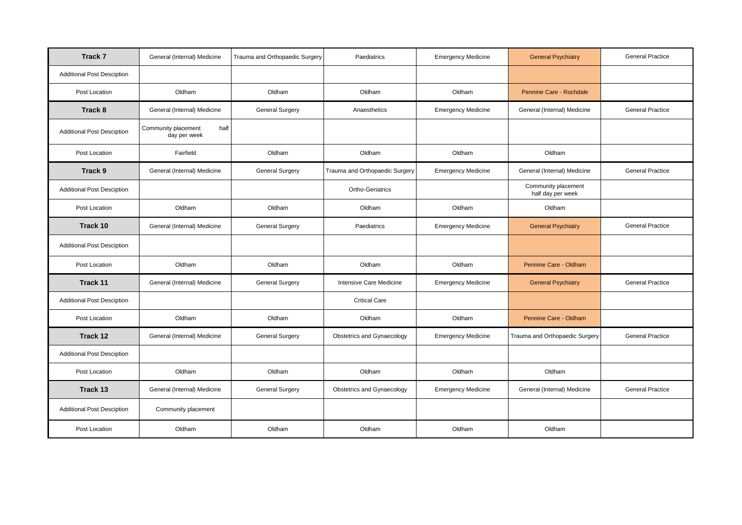| Track 7 | General (Internal) Medicine | Trauma and Orthopaedic Surgery | Paediatrics | Emergency Medicine | General Psychiatry | General Practice |
|---|---|---|---|---|---|---|
| Additional Post Desciption | | | | | | |
| Post Location | Oldham | Oldham | Oldham | Oldham | Pennine Care - Rochdale | |
| **Track 8** | General (Internal) Medicine | General Surgery | Anaesthetics | Emergency Medicine | General (Internal) Medicine | General Practice |
| Additional Post Desciption | Community placement half day per week | | | | | |
| Post Location | Fairfield | Oldham | Oldham | Oldham | Oldham | |
| **Track 9** | General (Internal) Medicine | General Surgery | Trauma and Orthopaedic Surgery | Emergency Medicine | General (Internal) Medicine | General Practice |
| Additional Post Desciption | | | Ortho-Geriatrics | | Community placement half day per week | |
| Post Location | Oldham | Oldham | Oldham | Oldham | Oldham | |
| **Track 10** | General (Internal) Medicine | General Surgery | Paediatrics | Emergency Medicine | General Psychiatry | General Practice |
| Additional Post Desciption | | | | | | |
| Post Location | Oldham | Oldham | Oldham | Oldham | Pennine Care - Oldham | |
| **Track 11** | General (Internal) Medicine | General Surgery | Intensive Care Medicine | Emergency Medicine | General Psychiatry | General Practice |
| Additional Post Desciption | | | Critical Care | | | |
| Post Location | Oldham | Oldham | Oldham | Oldham | Pennine Care - Oldham | |
| **Track 12** | General (Internal) Medicine | General Surgery | Obstetrics and Gynaecology | Emergency Medicine | Trauma and Orthopaedic Surgery | General Practice |
| Additional Post Desciption | | | | | | |
| Post Location | Oldham | Oldham | Oldham | Oldham | Oldham | |
| **Track 13** | General (Internal) Medicine | General Surgery | Obstetrics and Gynaecology | Emergency Medicine | General (Internal) Medicine | General Practice |
| Additional Post Desciption | Community placement | | | | | |
| Post Location | Oldham | Oldham | Oldham | Oldham | Oldham | |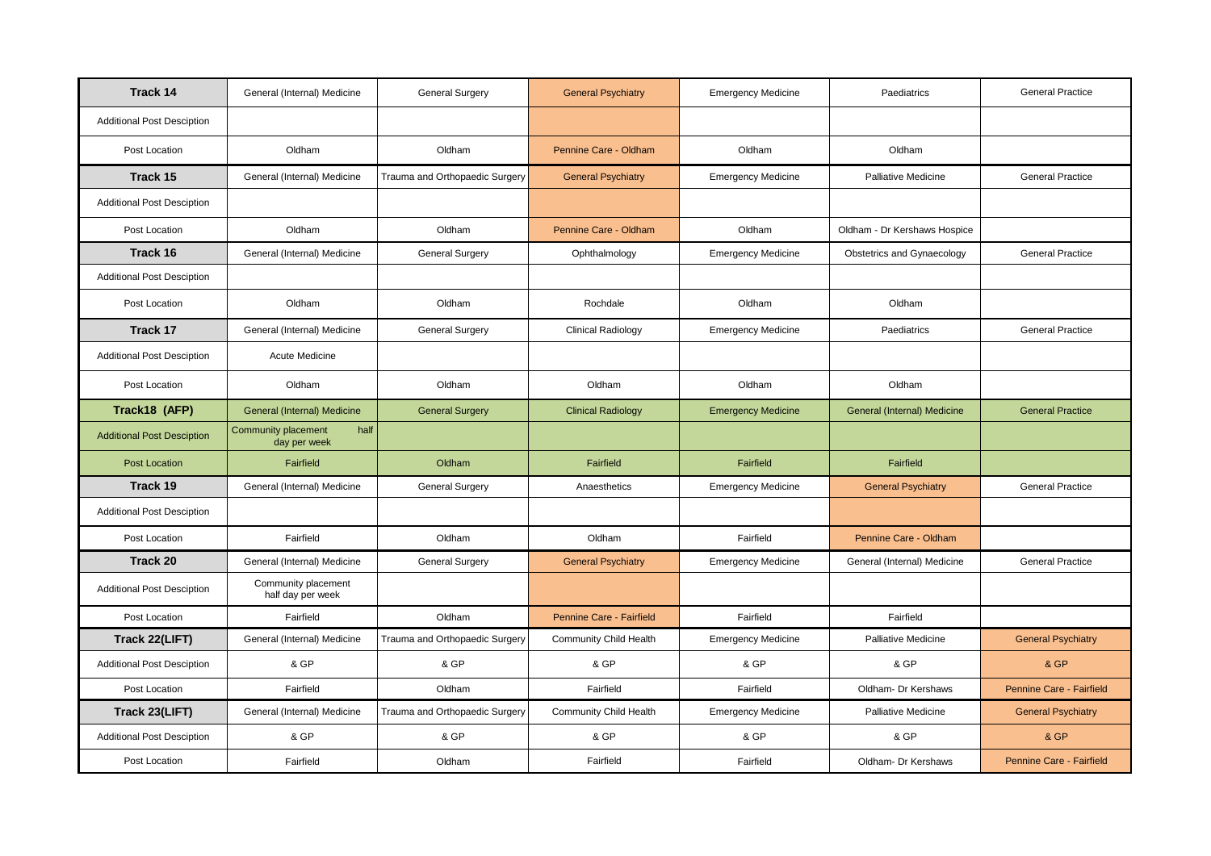| | | | | | | |
|---|---|---|---|---|---|---|
| **Track 14** | General (Internal) Medicine | General Surgery | General Psychiatry | Emergency Medicine | Paediatrics | General Practice |
| Additional Post Desciption | | | | | | |
| Post Location | Oldham | Oldham | Pennine Care - Oldham | Oldham | Oldham | |
| **Track 15** | General (Internal) Medicine | Trauma and Orthopaedic Surgery | General Psychiatry | Emergency Medicine | Palliative Medicine | General Practice |
| Additional Post Desciption | | | | | | |
| Post Location | Oldham | Oldham | Pennine Care - Oldham | Oldham | Oldham - Dr Kershaws Hospice | |
| **Track 16** | General (Internal) Medicine | General Surgery | Ophthalmology | Emergency Medicine | Obstetrics and Gynaecology | General Practice |
| Additional Post Desciption | | | | | | |
| Post Location | Oldham | Oldham | Rochdale | Oldham | Oldham | |
| **Track 17** | General (Internal) Medicine | General Surgery | Clinical Radiology | Emergency Medicine | Paediatrics | General Practice |
| Additional Post Desciption | Acute Medicine | | | | | |
| Post Location | Oldham | Oldham | Oldham | Oldham | Oldham | |
| **Track18 (AFP)** | General (Internal) Medicine | General Surgery | Clinical Radiology | Emergency Medicine | General (Internal) Medicine | General Practice |
| Additional Post Desciption | Community placement half day per week | | | | | |
| Post Location | Fairfield | Oldham | Fairfield | Fairfield | Fairfield | |
| **Track 19** | General (Internal) Medicine | General Surgery | Anaesthetics | Emergency Medicine | General Psychiatry | General Practice |
| Additional Post Desciption | | | | | | |
| Post Location | Fairfield | Oldham | Oldham | Fairfield | Pennine Care - Oldham | |
| **Track 20** | General (Internal) Medicine | General Surgery | General Psychiatry | Emergency Medicine | General (Internal) Medicine | General Practice |
| Additional Post Desciption | Community placement half day per week | | | | | |
| Post Location | Fairfield | Oldham | Pennine Care - Fairfield | Fairfield | Fairfield | |
| **Track 22(LIFT)** | General (Internal) Medicine | Trauma and Orthopaedic Surgery | Community Child Health | Emergency Medicine | Palliative Medicine | General Psychiatry |
| Additional Post Desciption | & GP | & GP | & GP | & GP | & GP | & GP |
| Post Location | Fairfield | Oldham | Fairfield | Fairfield | Oldham- Dr Kershaws | Pennine Care - Fairfield |
| **Track 23(LIFT)** | General (Internal) Medicine | Trauma and Orthopaedic Surgery | Community Child Health | Emergency Medicine | Palliative Medicine | General Psychiatry |
| Additional Post Desciption | & GP | & GP | & GP | & GP | & GP | & GP |
| Post Location | Fairfield | Oldham | Fairfield | Fairfield | Oldham- Dr Kershaws | Pennine Care - Fairfield |